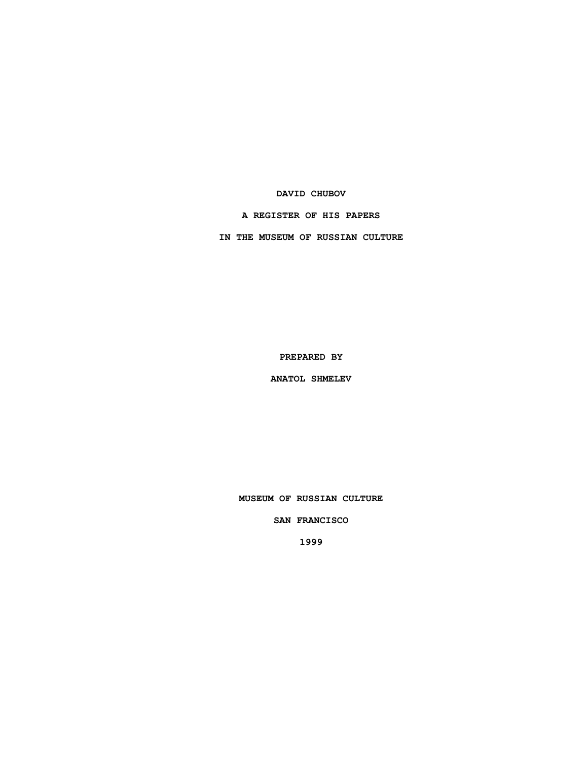# DAVID CHUBOV

## A REGISTER OF HIS PAPERS

## IN THE MUSEUM OF RUSSIAN CULTURE

PREPARED BY

ANATOL SHMELEV

MUSEUM OF RUSSIAN CULTURE

SAN FRANCISCO

1999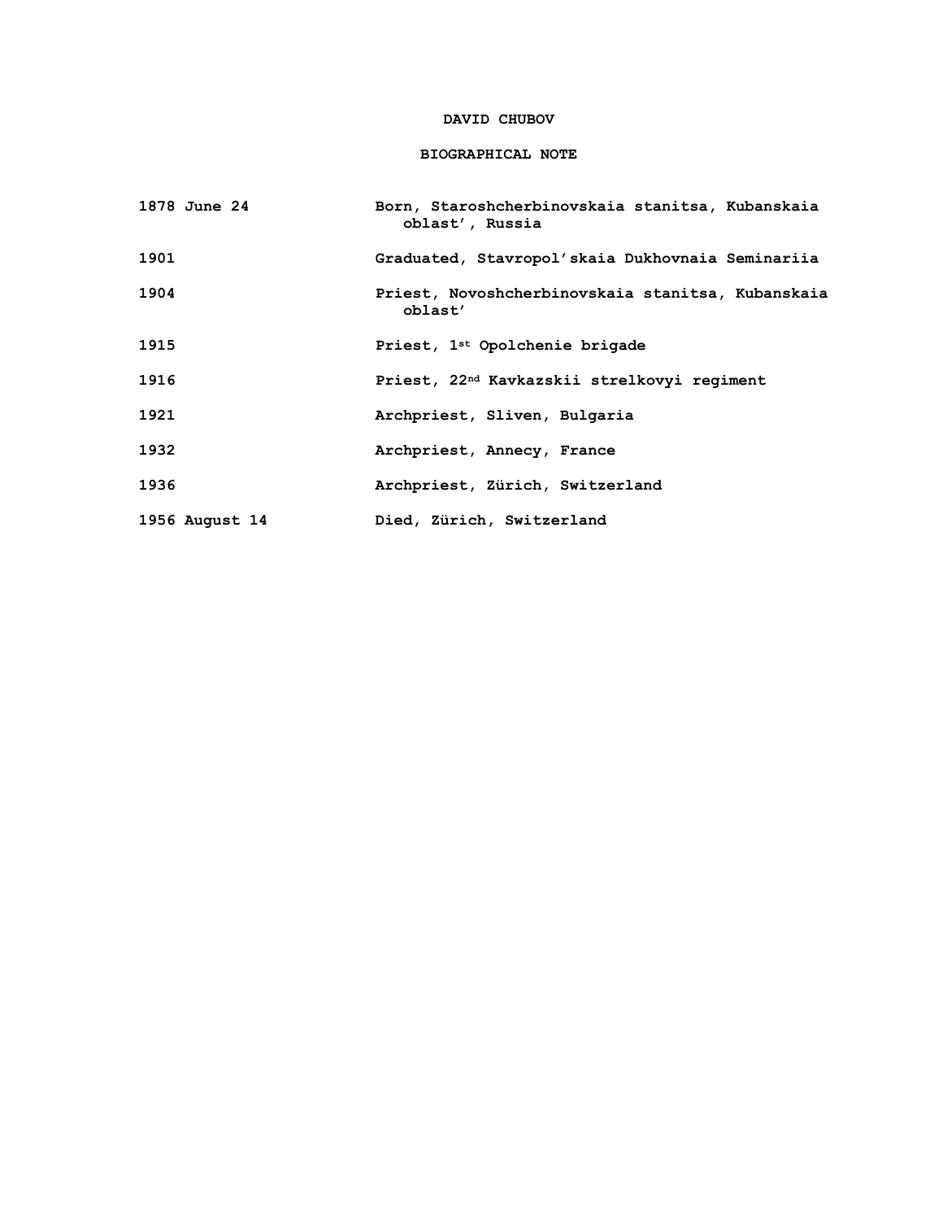# DAVID CHUBOV

## BIOGRAPHICAL NOTE

| | |
|---|---|
| 1878 June 24 | Born, Staroshcherbinovskaia stanitsa, Kubanskaia oblast’, Russia |
| 1901 | Graduated, Stavropol’skaia Dukhovnaia Seminariia |
| 1904 | Priest, Novoshcherbinovskaia stanitsa, Kubanskaia oblast’ |
| 1915 | Priest, 1st Opolchenie brigade |
| 1916 | Priest, 22nd Kavkazskii strelkovyi regiment |
| 1921 | Archpriest, Sliven, Bulgaria |
| 1932 | Archpriest, Annecy, France |
| 1936 | Archpriest, Zürich, Switzerland |
| 1956 August 14 | Died, Zürich, Switzerland |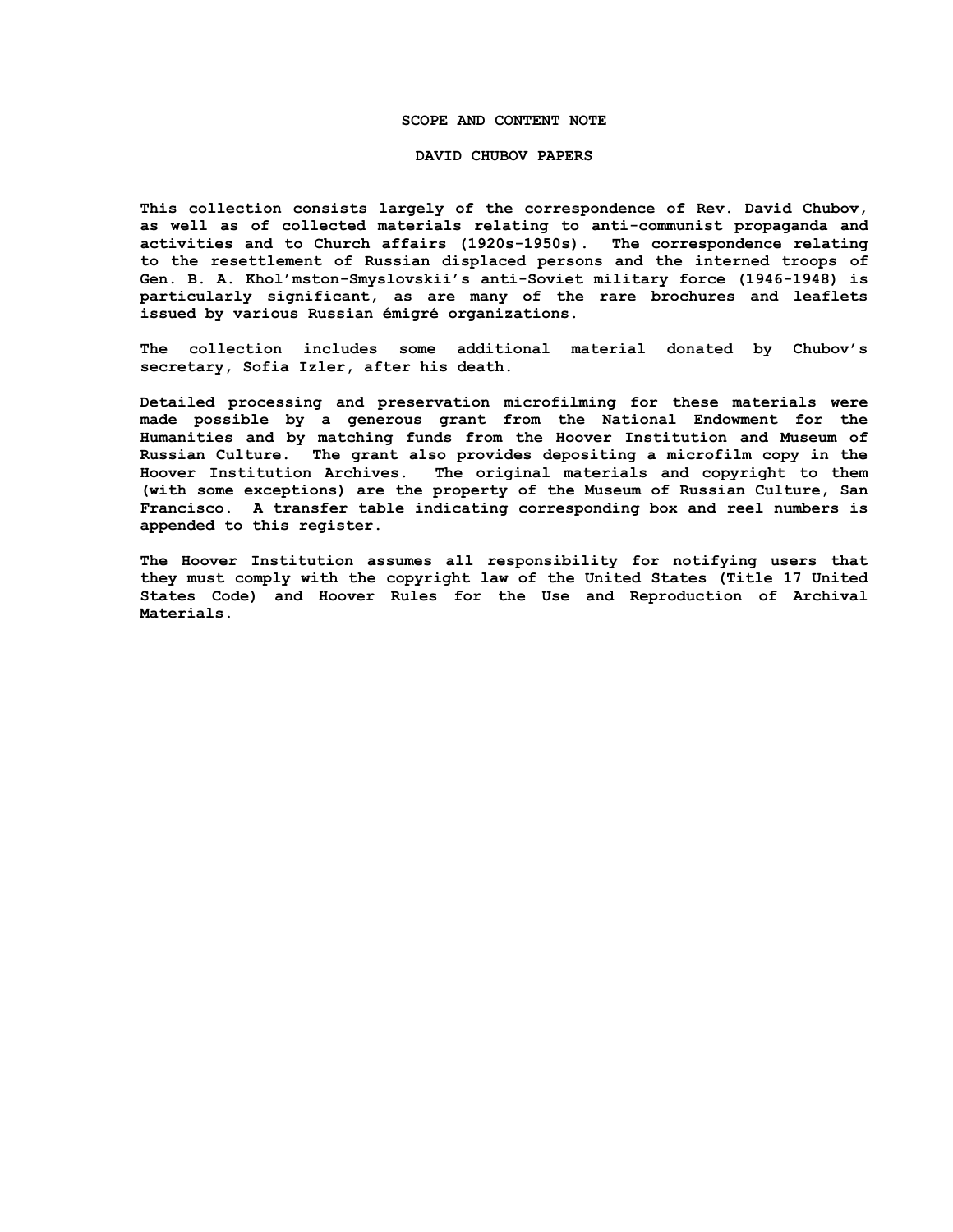## SCOPE AND CONTENT NOTE

## DAVID CHUBOV PAPERS

This collection consists largely of the correspondence of Rev. David Chubov, as well as of collected materials relating to anti-communist propaganda and activities and to Church affairs (1920s-1950s). The correspondence relating to the resettlement of Russian displaced persons and the interned troops of Gen. B. A. Khol'mston-Smyslovskii's anti-Soviet military force (1946-1948) is particularly significant, as are many of the rare brochures and leaflets issued by various Russian émigré organizations.

The collection includes some additional material donated by Chubov's secretary, Sofia Izler, after his death.

Detailed processing and preservation microfilming for these materials were made possible by a generous grant from the National Endowment for the Humanities and by matching funds from the Hoover Institution and Museum of Russian Culture. The grant also provides depositing a microfilm copy in the Hoover Institution Archives. The original materials and copyright to them (with some exceptions) are the property of the Museum of Russian Culture, San Francisco. A transfer table indicating corresponding box and reel numbers is appended to this register.

The Hoover Institution assumes all responsibility for notifying users that they must comply with the copyright law of the United States (Title 17 United States Code) and Hoover Rules for the Use and Reproduction of Archival Materials.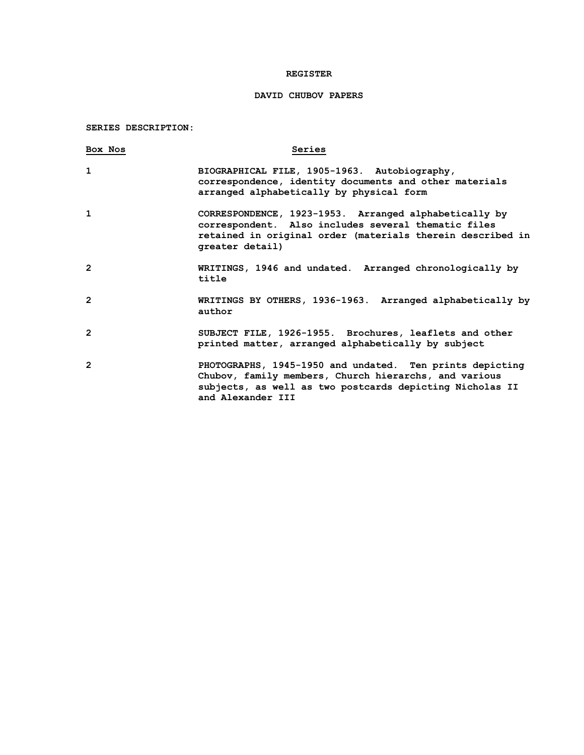# REGISTER

## DAVID CHUBOV PAPERS

**SERIES DESCRIPTION:**

| Box Nos | Series |
|---|---|
| 1 | BIOGRAPHICAL FILE, 1905-1963. Autobiography, correspondence, identity documents and other materials arranged alphabetically by physical form |
| 1 | CORRESPONDENCE, 1923-1953. Arranged alphabetically by correspondent. Also includes several thematic files retained in original order (materials therein described in greater detail) |
| 2 | WRITINGS, 1946 and undated. Arranged chronologically by title |
| 2 | WRITINGS BY OTHERS, 1936-1963. Arranged alphabetically by author |
| 2 | SUBJECT FILE, 1926-1955. Brochures, leaflets and other printed matter, arranged alphabetically by subject |
| 2 | PHOTOGRAPHS, 1945-1950 and undated. Ten prints depicting Chubov, family members, Church hierarchs, and various subjects, as well as two postcards depicting Nicholas II and Alexander III |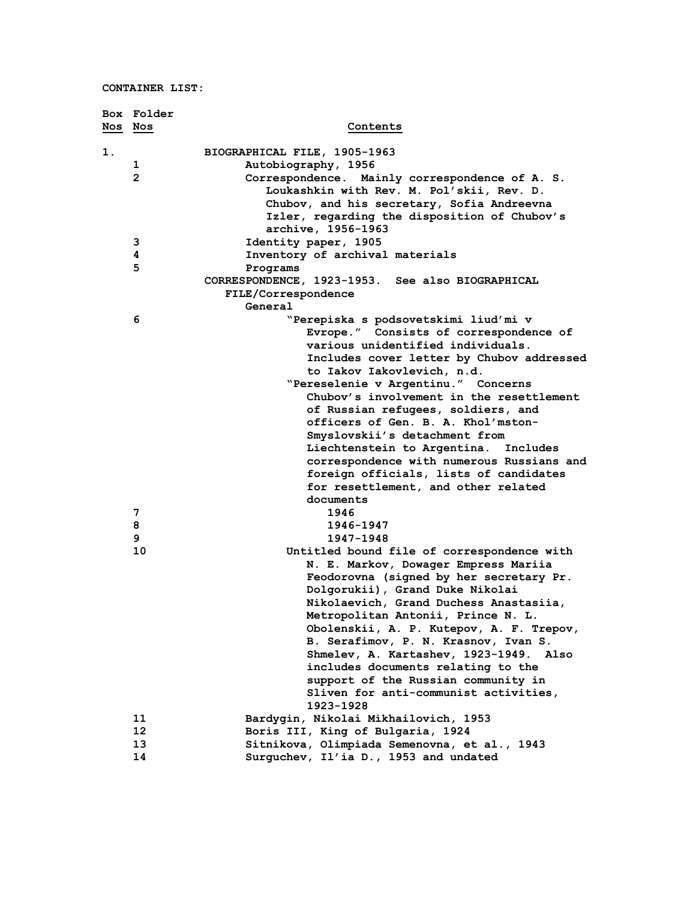CONTAINER LIST:

| Box Nos | Folder Nos | Contents |
|---|---|---|
| 1. | | BIOGRAPHICAL FILE, 1905-1963 |
| | 1 | Autobiography, 1956 |
| | 2 | Correspondence. Mainly correspondence of A. S. Loukashkin with Rev. M. Pol'skii, Rev. D. Chubov, and his secretary, Sofia Andreevna Izler, regarding the disposition of Chubov's archive, 1956-1963 |
| | 3 | Identity paper, 1905 |
| | 4 | Inventory of archival materials |
| | 5 | Programs |
| | | CORRESPONDENCE, 1923-1953. See also BIOGRAPHICAL FILE/Correspondence |
| | | General |
| | 6 | "Perepiska s podsovetskimi liud'mi v Evrope." Consists of correspondence of various unidentified individuals. Includes cover letter by Chubov addressed to Iakov Iakovlevich, n.d. |
| | | "Pereselenie v Argentinu." Concerns Chubov's involvement in the resettlement of Russian refugees, soldiers, and officers of Gen. B. A. Khol'mston-Smyslovskii's detachment from Liechtenstein to Argentina. Includes correspondence with numerous Russians and foreign officials, lists of candidates for resettlement, and other related documents |
| | 7 | 1946 |
| | 8 | 1946-1947 |
| | 9 | 1947-1948 |
| | 10 | Untitled bound file of correspondence with N. E. Markov, Dowager Empress Mariia Feodorovna (signed by her secretary Pr. Dolgorukii), Grand Duke Nikolai Nikolaevich, Grand Duchess Anastasiia, Metropolitan Antonii, Prince N. L. Obolenskii, A. P. Kutepov, A. F. Trepov, B. Serafimov, P. N. Krasnov, Ivan S. Shmelev, A. Kartashev, 1923-1949. Also includes documents relating to the support of the Russian community in Sliven for anti-communist activities, 1923-1928 |
| | 11 | Bardygin, Nikolai Mikhailovich, 1953 |
| | 12 | Boris III, King of Bulgaria, 1924 |
| | 13 | Sitnikova, Olimpiada Semenovna, et al., 1943 |
| | 14 | Surguchev, Il'ia D., 1953 and undated |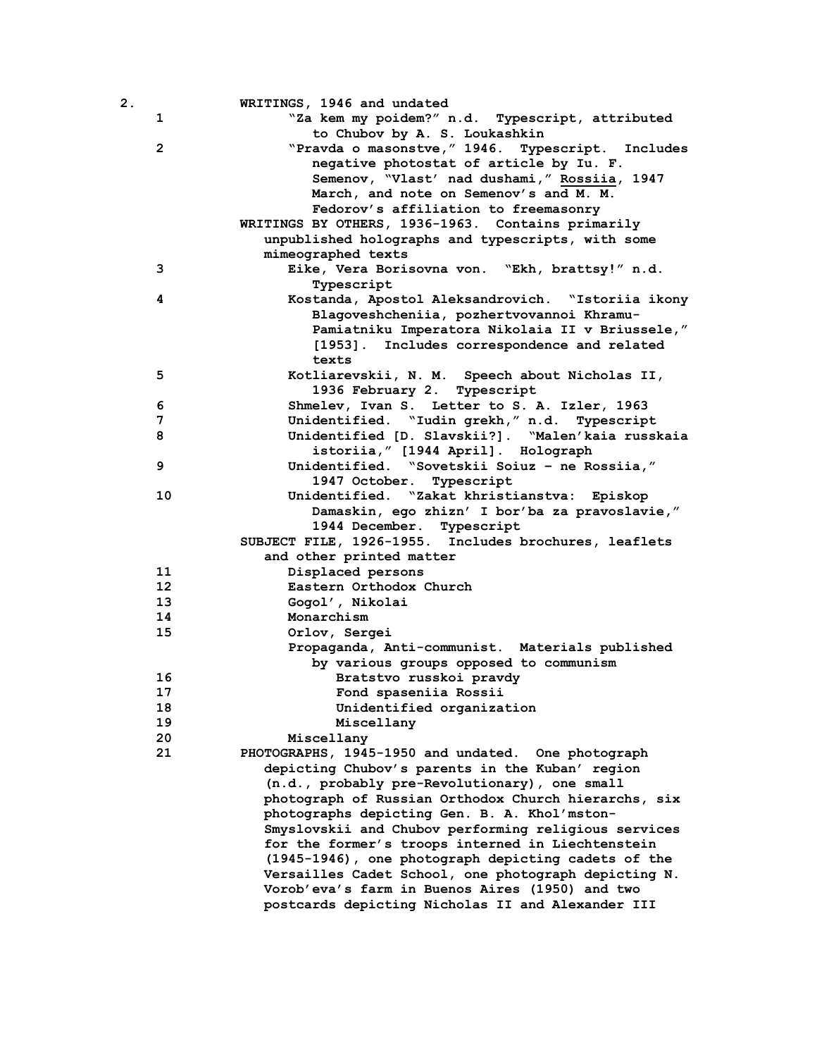**2.** **WRITINGS, 1946 and undated**

| | |
|---|---|
| 1 | "Za kem my poidem?" n.d. Typescript, attributed to Chubov by A. S. Loukashkin |
| 2 | "Pravda o masonstve," 1946. Typescript. Includes negative photostat of article by Iu. F. Semenov, "Vlast' nad dushami," Rossiia, 1947 March, and note on Semenov's and M. M. Fedorov's affiliation to freemasonry |

**WRITINGS BY OTHERS, 1936-1963.** Contains primarily unpublished holographs and typescripts, with some mimeographed texts

| | |
|---|---|
| 3 | Eike, Vera Borisovna von. "Ekh, brattsy!" n.d. Typescript |
| 4 | Kostanda, Apostol Aleksandrovich. "Istoriia ikony Blagoveshcheniia, pozhertvovannoi Khramu-Pamiatniku Imperatora Nikolaia II v Briussele," [1953]. Includes correspondence and related texts |
| 5 | Kotliarevskii, N. M. Speech about Nicholas II, 1936 February 2. Typescript |
| 6 | Shmelev, Ivan S. Letter to S. A. Izler, 1963 |
| 7 | Unidentified. "Iudin grekh," n.d. Typescript |
| 8 | Unidentified [D. Slavskii?]. "Malen'kaia russkaia istoriia," [1944 April]. Holograph |
| 9 | Unidentified. "Sovetskii Soiuz – ne Rossiia," 1947 October. Typescript |
| 10 | Unidentified. "Zakat khristianstva: Episkop Damaskin, ego zhizn' I bor'ba za pravoslavie," 1944 December. Typescript |

**SUBJECT FILE, 1926-1955.** Includes brochures, leaflets and other printed matter

| | |
|---|---|
| 11 | Displaced persons |
| 12 | Eastern Orthodox Church |
| 13 | Gogol', Nikolai |
| 14 | Monarchism |
| 15 | Orlov, Sergei |
| | Propaganda, Anti-communist. Materials published by various groups opposed to communism |
| 16 | Bratstvo russkoi pravdy |
| 17 | Fond spaseniia Rossii |
| 18 | Unidentified organization |
| 19 | Miscellany |
| 20 | Miscellany |

| | |
|---|---|
| 21 | **PHOTOGRAPHS, 1945-1950 and undated.** One photograph depicting Chubov's parents in the Kuban' region (n.d., probably pre-Revolutionary), one small photograph of Russian Orthodox Church hierarchs, six photographs depicting Gen. B. A. Khol'mston-Smyslovskii and Chubov performing religious services for the former's troops interned in Liechtenstein (1945-1946), one photograph depicting cadets of the Versailles Cadet School, one photograph depicting N. Vorob'eva's farm in Buenos Aires (1950) and two postcards depicting Nicholas II and Alexander III |